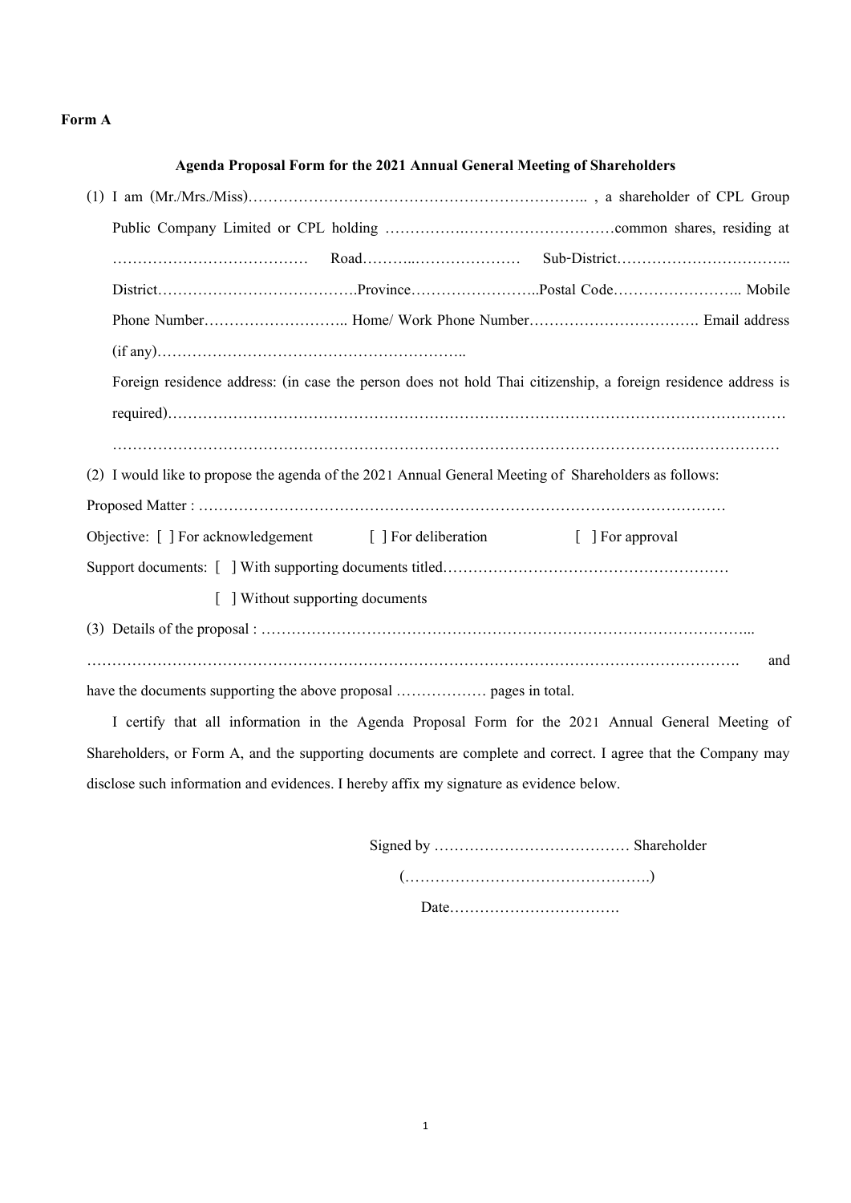**Form A**

**Agenda Proposal Form for the 2021 Annual General Meeting of Shareholders**

(1) I am (Mr./Mrs./Miss)………………………………………………………….. , a shareholder of CPL Group Public Company Limited or CPL holding ……………………………………………common shares, residing at ………………………………… Road………..………………… Sub-District…………………………….. District………………………………….Province……………………..Postal Code…………………….. Mobile Phone Number……………………….. Home/ Work Phone Number……………………………. Email address (if any)…………………………………………………..

Foreign residence address: (in case the person does not hold Thai citizenship, a foreign residence address is required)……………………………………………………………………………………………………………

……………………………………………………………………………………………………….………………

(2) I would like to propose the agenda of the 2021 Annual General Meeting of Shareholders as follows:

Proposed Matter : ……………………………………………………………………………………………

Objective: [ ] For acknowledgement [ ] For deliberation [ ] For approval

Support documents: [ ] With supporting documents titled…………………………………………………

[ ] Without supporting documents

(3) Details of the proposal : ……………………………………………………………………………………...

……………………………………………………………………………………………………………. and have the documents supporting the above proposal ……………… pages in total.

I certify that all information in the Agenda Proposal Form for the 2021 Annual General Meeting of Shareholders, or Form A, and the supporting documents are complete and correct. I agree that the Company may disclose such information and evidences. I hereby affix my signature as evidence below.

Signed by ………………………………… Shareholder

(………………………………………….)

Date…………………………….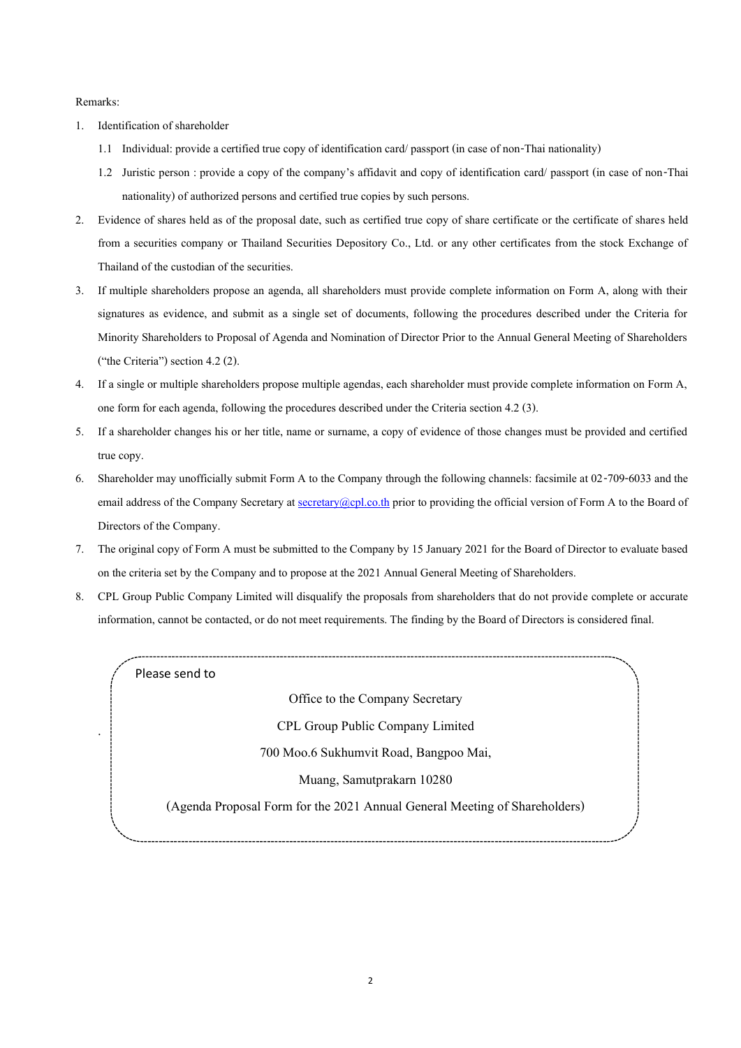Remarks:

1. Identification of shareholder
   1.1 Individual: provide a certified true copy of identification card/ passport (in case of non-Thai nationality)
   1.2 Juristic person : provide a copy of the company's affidavit and copy of identification card/ passport (in case of non-Thai nationality) of authorized persons and certified true copies by such persons.
2. Evidence of shares held as of the proposal date, such as certified true copy of share certificate or the certificate of shares held from a securities company or Thailand Securities Depository Co., Ltd. or any other certificates from the stock Exchange of Thailand of the custodian of the securities.
3. If multiple shareholders propose an agenda, all shareholders must provide complete information on Form A, along with their signatures as evidence, and submit as a single set of documents, following the procedures described under the Criteria for Minority Shareholders to Proposal of Agenda and Nomination of Director Prior to the Annual General Meeting of Shareholders ("the Criteria") section 4.2 (2).
4. If a single or multiple shareholders propose multiple agendas, each shareholder must provide complete information on Form A, one form for each agenda, following the procedures described under the Criteria section 4.2 (3).
5. If a shareholder changes his or her title, name or surname, a copy of evidence of those changes must be provided and certified true copy.
6. Shareholder may unofficially submit Form A to the Company through the following channels: facsimile at 02-709-6033 and the email address of the Company Secretary at secretary@cpl.co.th prior to providing the official version of Form A to the Board of Directors of the Company.
7. The original copy of Form A must be submitted to the Company by 15 January 2021 for the Board of Director to evaluate based on the criteria set by the Company and to propose at the 2021 Annual General Meeting of Shareholders.
8. CPL Group Public Company Limited will disqualify the proposals from shareholders that do not provide complete or accurate information, cannot be contacted, or do not meet requirements. The finding by the Board of Directors is considered final.

Please send to

Office to the Company Secretary

CPL Group Public Company Limited

700 Moo.6 Sukhumvit Road, Bangpoo Mai,

Muang, Samutprakarn 10280

(Agenda Proposal Form for the 2021 Annual General Meeting of Shareholders)